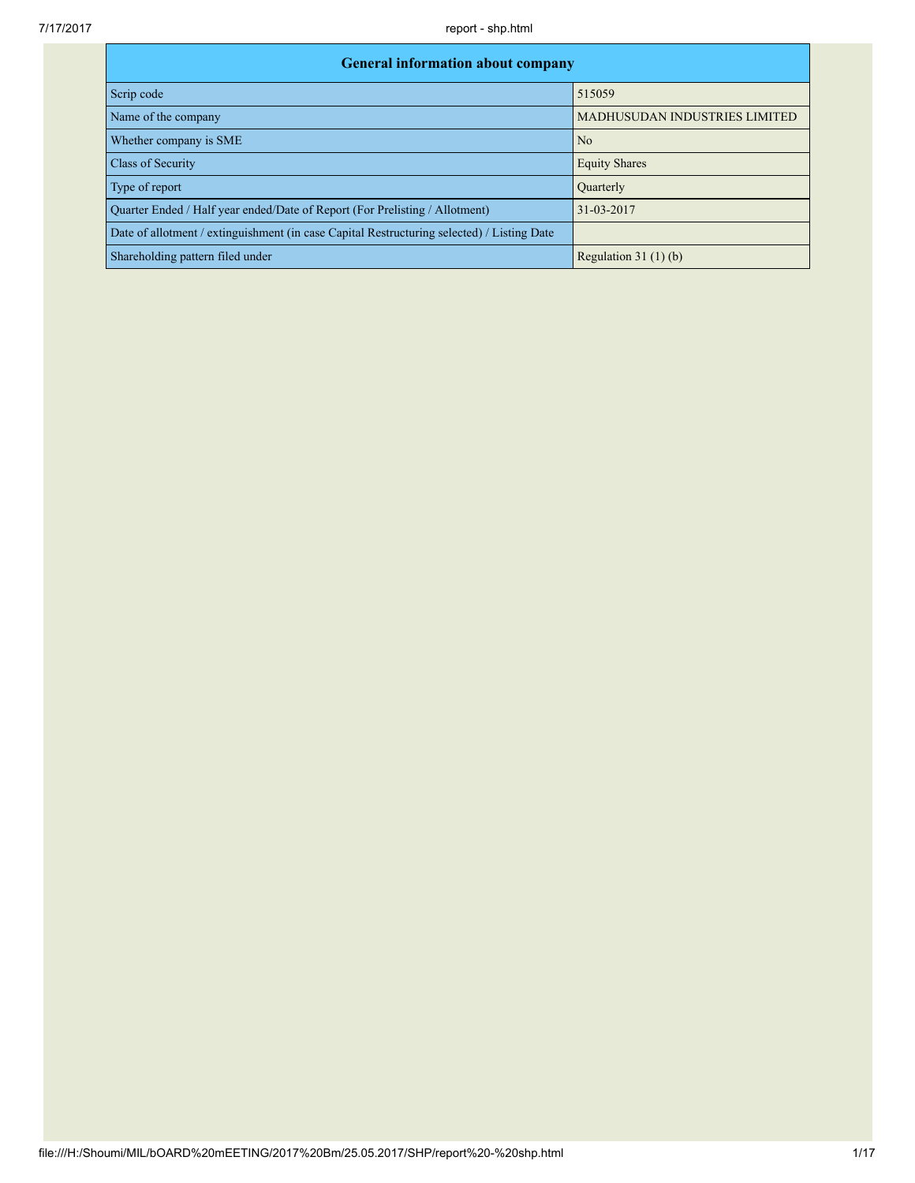| General information about company | |
|---|---|
| Scrip code | 515059 |
| Name of the company | MADHUSUDAN INDUSTRIES LIMITED |
| Whether company is SME | No |
| Class of Security | Equity Shares |
| Type of report | Quarterly |
| Quarter Ended / Half year ended/Date of Report (For Prelisting / Allotment) | 31-03-2017 |
| Date of allotment / extinguishment (in case Capital Restructuring selected) / Listing Date | |
| Shareholding pattern filed under | Regulation 31 (1) (b) |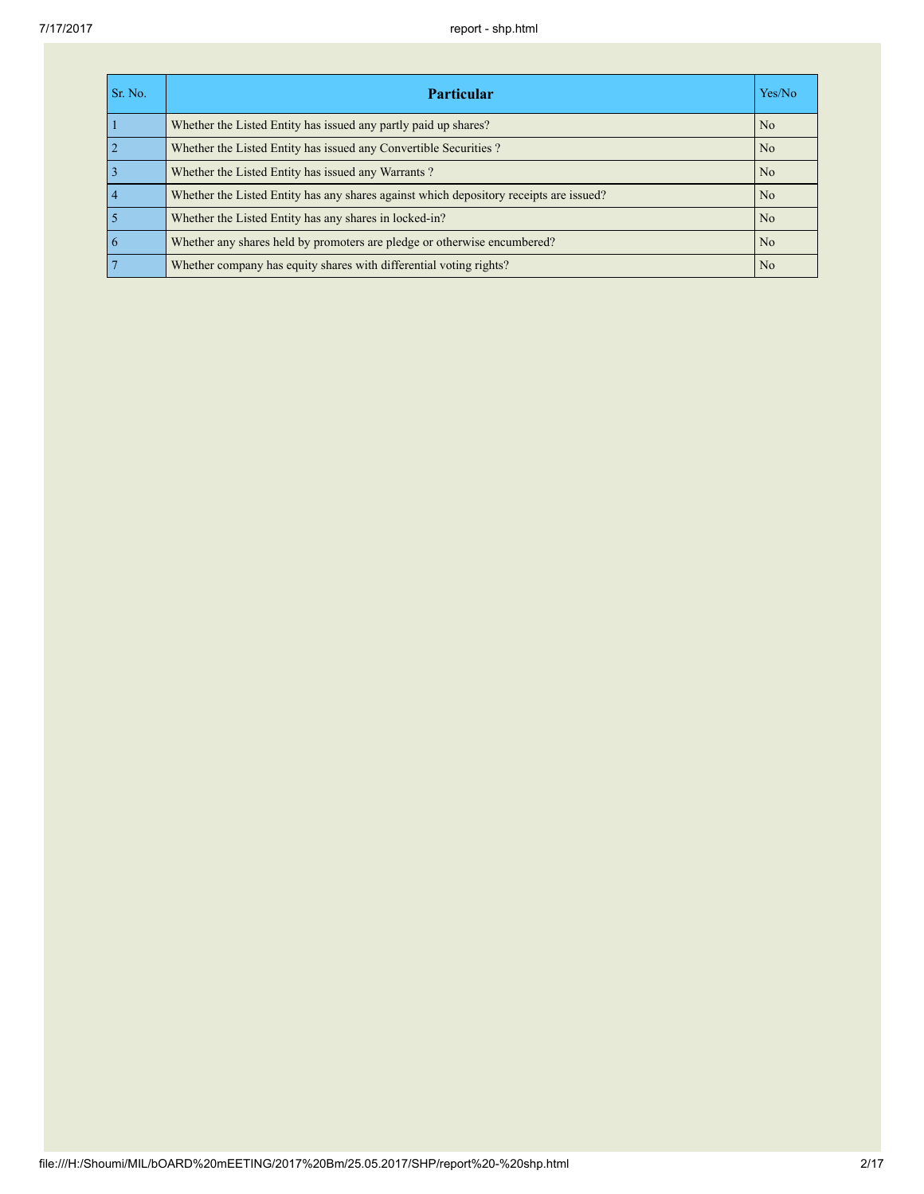| Sr. No. | Particular | Yes/No |
|---|---|---|
| 1 | Whether the Listed Entity has issued any partly paid up shares? | No |
| 2 | Whether the Listed Entity has issued any Convertible Securities ? | No |
| 3 | Whether the Listed Entity has issued any Warrants ? | No |
| 4 | Whether the Listed Entity has any shares against which depository receipts are issued? | No |
| 5 | Whether the Listed Entity has any shares in locked-in? | No |
| 6 | Whether any shares held by promoters are pledge or otherwise encumbered? | No |
| 7 | Whether company has equity shares with differential voting rights? | No |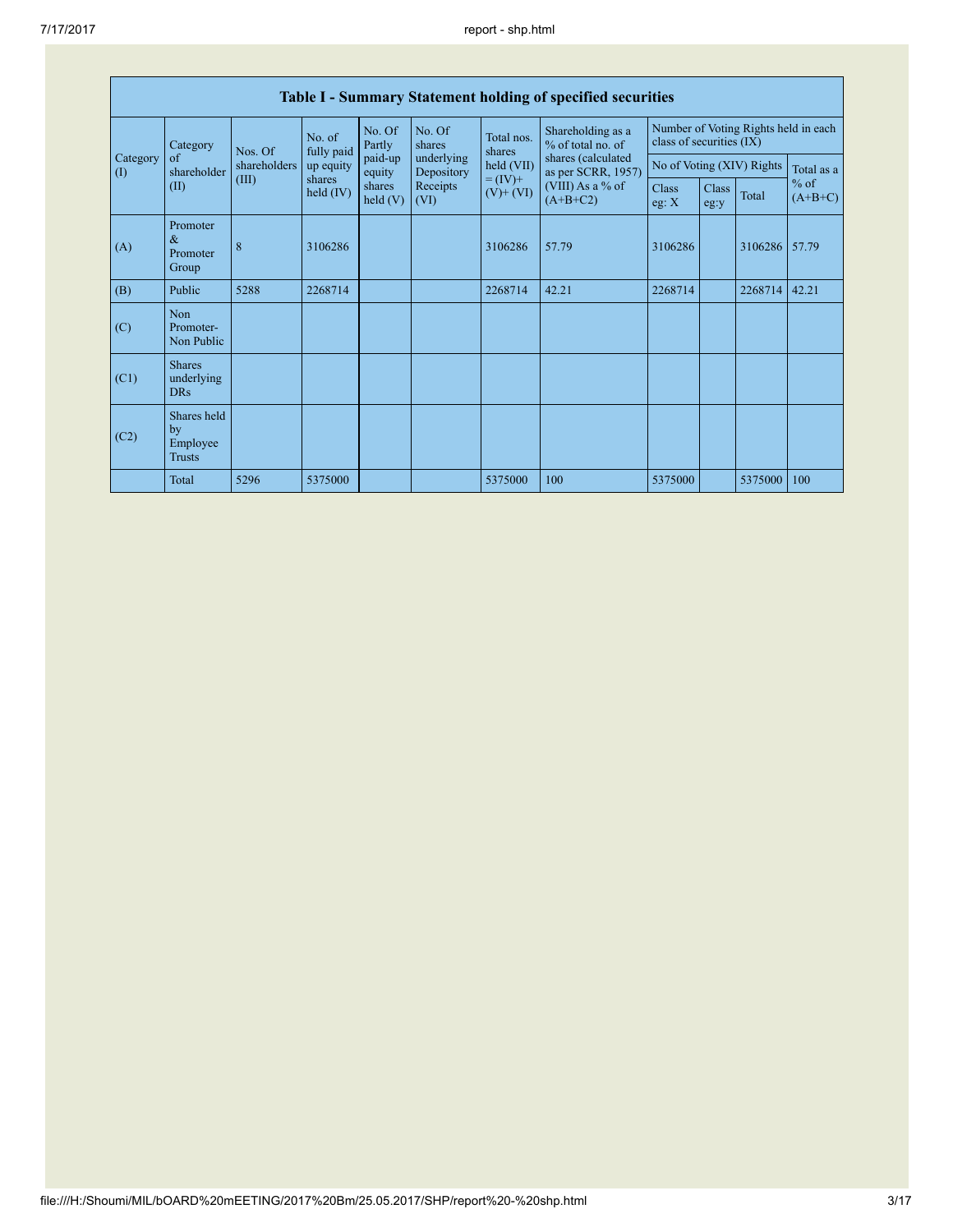## Table I - Summary Statement holding of specified securities

| Category (I) | Category of shareholder (II) | Nos. Of shareholders (III) | No. of fully paid up equity shares held (IV) | No. Of Partly paid-up equity shares held (V) | No. Of shares underlying Depository Receipts (VI) | Total nos. shares held (VII) = (IV)+ (V)+ (VI) | Shareholding as a % of total no. of shares (calculated as per SCRR, 1957) (VIII) As a % of (A+B+C2) | Number of Voting Rights held in each class of securities (IX) | | | |
|---|---|---|---|---|---|---|---|---|---|---|---|
| | | | | | | | | No of Voting (XIV) Rights | | | Total as a % of (A+B+C) |
| | | | | | | | | Class eg: X | Class eg:y | Total | |
| (A) | Promoter & Promoter Group | 8 | 3106286 | | | 3106286 | 57.79 | 3106286 | | 3106286 | 57.79 |
| (B) | Public | 5288 | 2268714 | | | 2268714 | 42.21 | 2268714 | | 2268714 | 42.21 |
| (C) | Non Promoter- Non Public | | | | | | | | | | |
| (C1) | Shares underlying DRs | | | | | | | | | | |
| (C2) | Shares held by Employee Trusts | | | | | | | | | | |
| | Total | 5296 | 5375000 | | | 5375000 | 100 | 5375000 | | 5375000 | 100 |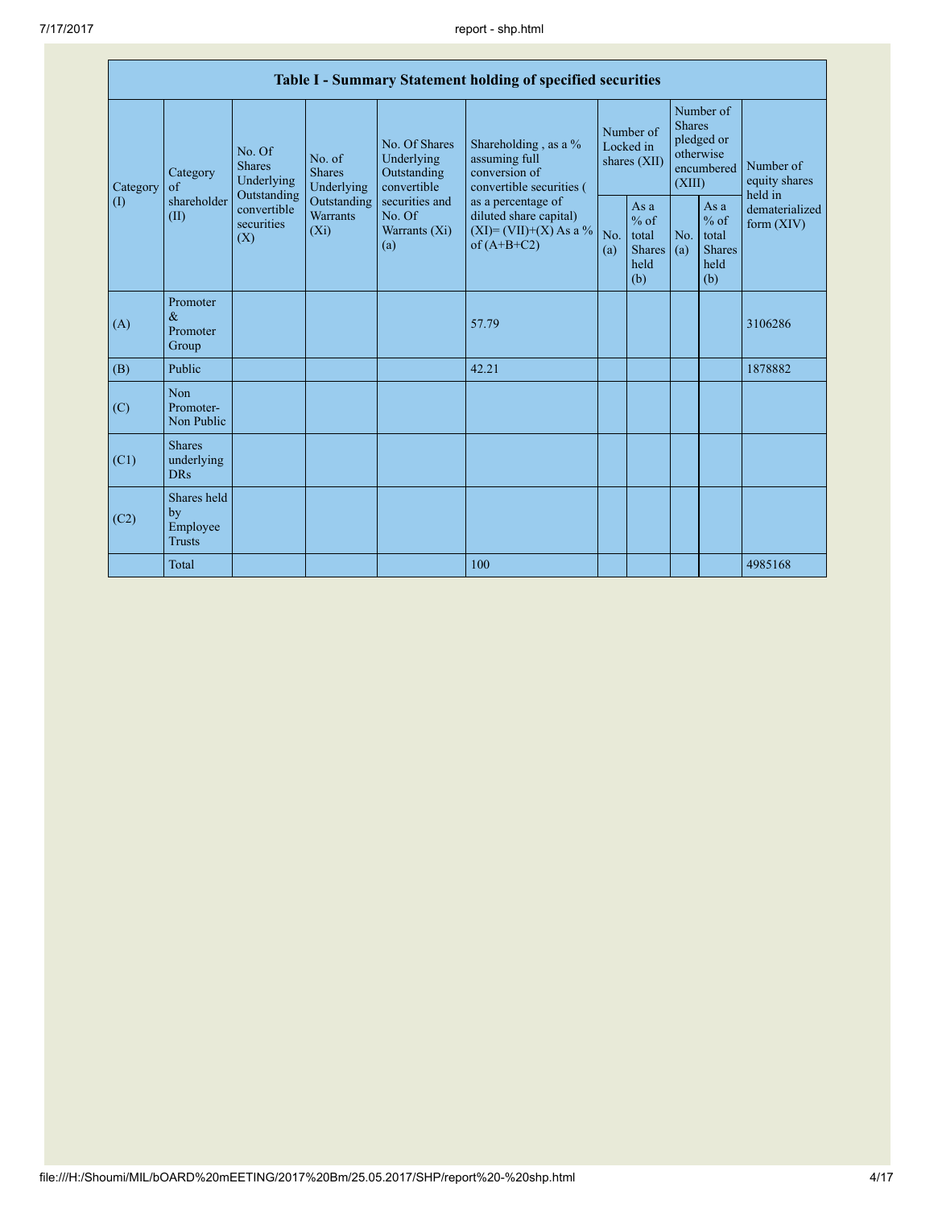| Table I - Summary Statement holding of specified securities | | | | | | | | | | |
|---|---|---|---|---|---|---|---|---|---|---|
| Category (I) | Category of shareholder (II) | No. Of Shares Underlying Outstanding convertible securities (X) | No. of Shares Underlying Outstanding Warrants (Xi) | No. Of Shares Underlying Outstanding convertible securities and No. Of Warrants (Xi) (a) | Shareholding , as a % assuming full conversion of convertible securities ( as a percentage of diluted share capital) (XI)= (VII)+(X) As a % of (A+B+C2) | Number of Locked in shares (XII) | | Number of Shares pledged or otherwise encumbered (XIII) | | Number of equity shares held in dematerialized form (XIV) |
| | | | | | | No. (a) | As a % of total Shares held (b) | No. (a) | As a % of total Shares held (b) | |
| (A) | Promoter & Promoter Group | | | | 57.79 | | | | | 3106286 |
| (B) | Public | | | | 42.21 | | | | | 1878882 |
| (C) | Non Promoter- Non Public | | | | | | | | | |
| (C1) | Shares underlying DRs | | | | | | | | | |
| (C2) | Shares held by Employee Trusts | | | | | | | | | |
| | Total | | | | 100 | | | | | 4985168 |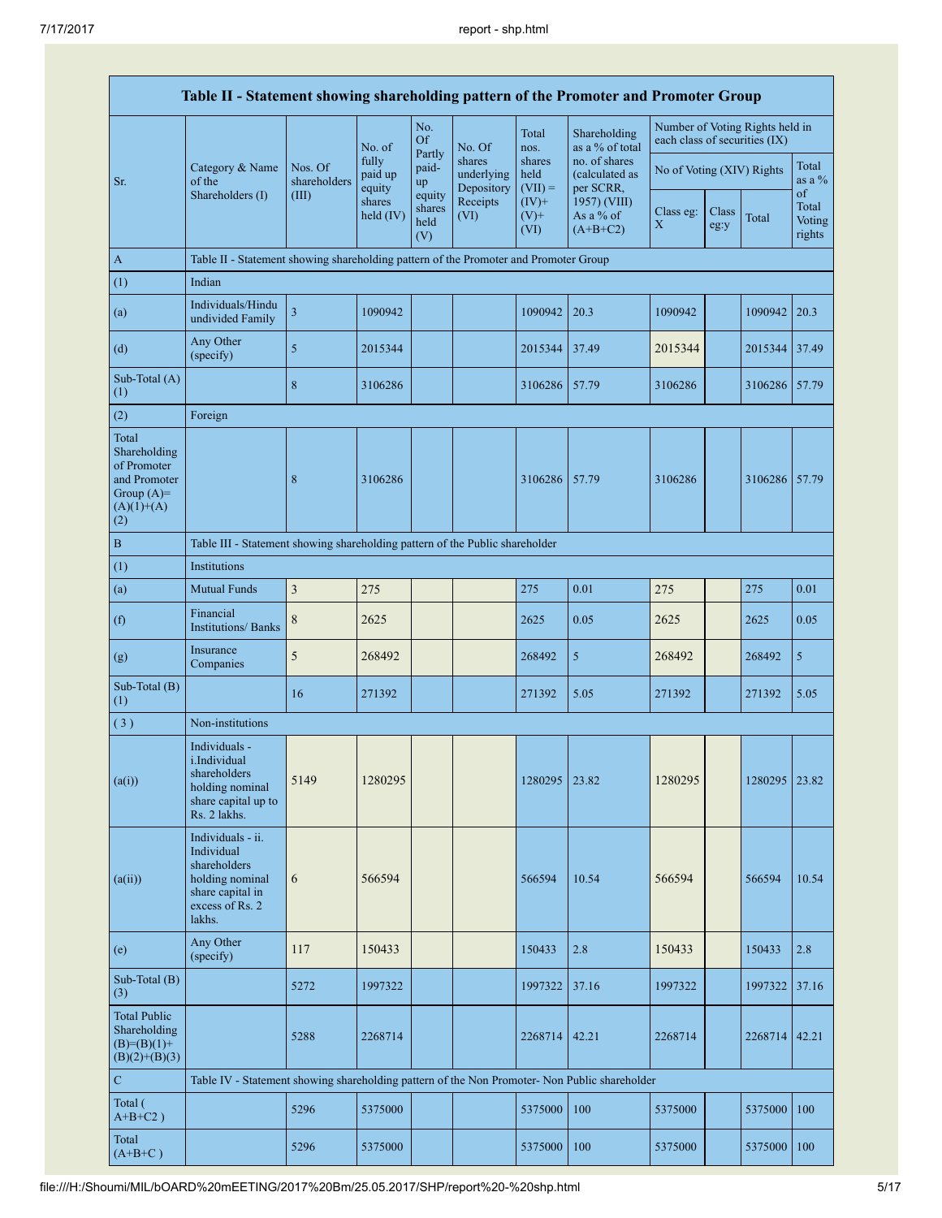| Table II - Statement showing shareholding pattern of the Promoter and Promoter Group | | | | | | | | | | | | |
|---|---|---|---|---|---|---|---|---|---|---|---|---|
| Sr. | Category & Name of the Shareholders (I) | Nos. Of shareholders (III) | No. of fully paid up equity shares held (IV) | No. Of Partly paid-up equity shares held (V) | No. Of shares underlying Depository Receipts (VI) | Total nos. shares held (VII) = (IV)+(V)+ (VI) | Shareholding as a % of total no. of shares (calculated as per SCRR, 1957) (VIII) As a % of (A+B+C2) | Number of Voting Rights held in each class of securities (IX) | | | |
| | | | | | | | | No of Voting (XIV) Rights | | | Total as a % of Total Voting rights |
| | | | | | | | | Class eg: X | Class eg:y | Total | |
| A | Table II - Statement showing shareholding pattern of the Promoter and Promoter Group | | | | | | | | | | |
| (1) | Indian | | | | | | | | | | |
| (a) | Individuals/Hindu undivided Family | 3 | 1090942 | | | 1090942 | 20.3 | 1090942 | | 1090942 | 20.3 |
| (d) | Any Other (specify) | 5 | 2015344 | | | 2015344 | 37.49 | 2015344 | | 2015344 | 37.49 |
| Sub-Total (A)(1) | | 8 | 3106286 | | | 3106286 | 57.79 | 3106286 | | 3106286 | 57.79 |
| (2) | Foreign | | | | | | | | | | |
| Total Shareholding of Promoter and Promoter Group (A)=(A)(1)+(A)(2) | | 8 | 3106286 | | | 3106286 | 57.79 | 3106286 | | 3106286 | 57.79 |
| B | Table III - Statement showing shareholding pattern of the Public shareholder | | | | | | | | | | |
| (1) | Institutions | | | | | | | | | | |
| (a) | Mutual Funds | 3 | 275 | | | 275 | 0.01 | 275 | | 275 | 0.01 |
| (f) | Financial Institutions/ Banks | 8 | 2625 | | | 2625 | 0.05 | 2625 | | 2625 | 0.05 |
| (g) | Insurance Companies | 5 | 268492 | | | 268492 | 5 | 268492 | | 268492 | 5 |
| Sub-Total (B)(1) | | 16 | 271392 | | | 271392 | 5.05 | 271392 | | 271392 | 5.05 |
| (3) | Non-institutions | | | | | | | | | | |
| (a(i)) | Individuals - i.Individual shareholders holding nominal share capital up to Rs. 2 lakhs. | 5149 | 1280295 | | | 1280295 | 23.82 | 1280295 | | 1280295 | 23.82 |
| (a(ii)) | Individuals - ii. Individual shareholders holding nominal share capital in excess of Rs. 2 lakhs. | 6 | 566594 | | | 566594 | 10.54 | 566594 | | 566594 | 10.54 |
| (e) | Any Other (specify) | 117 | 150433 | | | 150433 | 2.8 | 150433 | | 150433 | 2.8 |
| Sub-Total (B)(3) | | 5272 | 1997322 | | | 1997322 | 37.16 | 1997322 | | 1997322 | 37.16 |
| Total Public Shareholding (B)=(B)(1)+(B)(2)+(B)(3) | | 5288 | 2268714 | | | 2268714 | 42.21 | 2268714 | | 2268714 | 42.21 |
| C | Table IV - Statement showing shareholding pattern of the Non Promoter- Non Public shareholder | | | | | | | | | | |
| Total ( A+B+C2 ) | | 5296 | 5375000 | | | 5375000 | 100 | 5375000 | | 5375000 | 100 |
| Total (A+B+C ) | | 5296 | 5375000 | | | 5375000 | 100 | 5375000 | | 5375000 | 100 |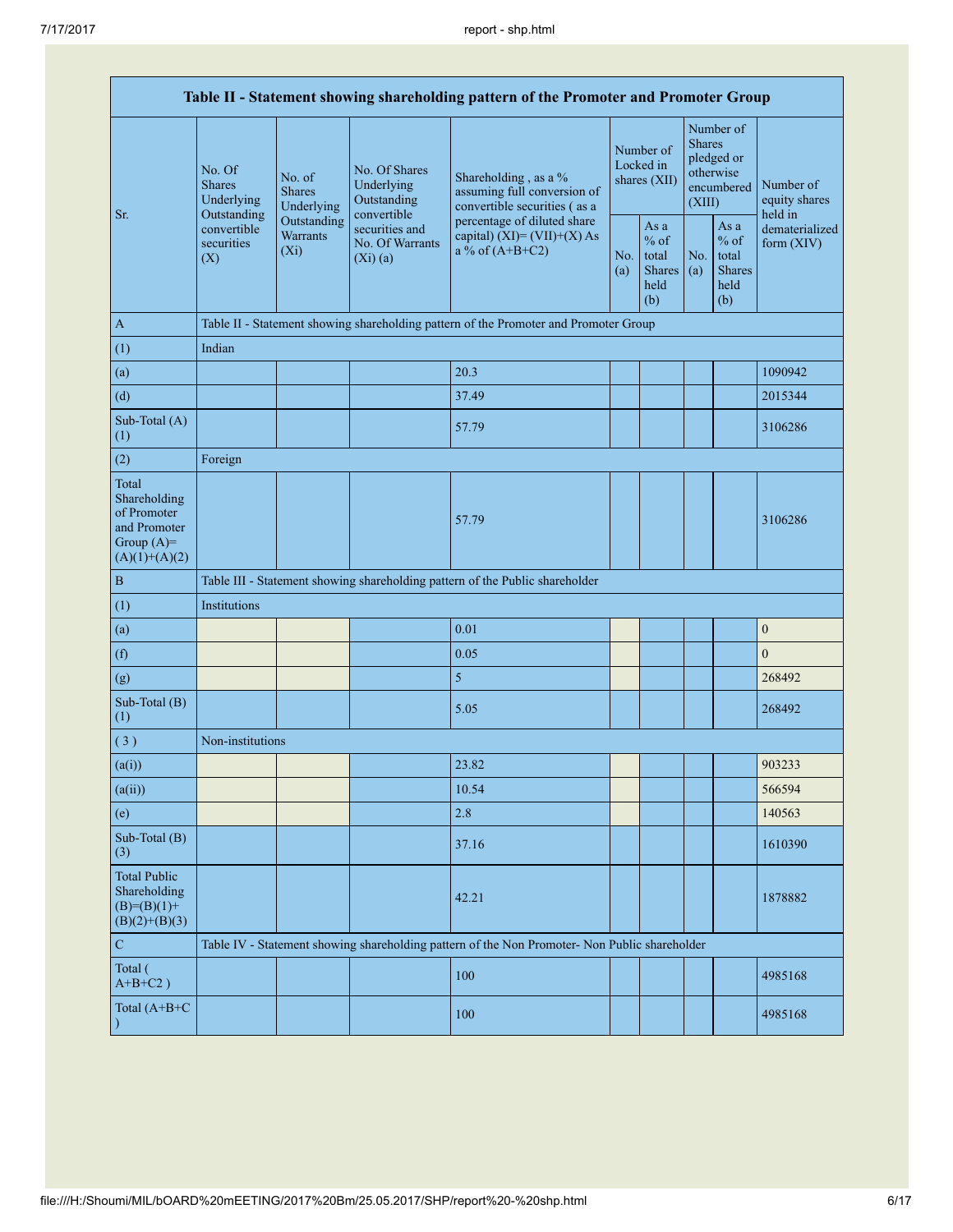| Table II - Statement showing shareholding pattern of the Promoter and Promoter Group | | | | | | | | | |
|---|---|---|---|---|---|---|---|---|---|
| Sr. | No. Of Shares Underlying Outstanding convertible securities (X) | No. of Shares Underlying Outstanding Warrants (Xi) | No. Of Shares Underlying Outstanding convertible securities and No. Of Warrants (Xi) (a) | Shareholding , as a % assuming full conversion of convertible securities ( as a percentage of diluted share capital) (XI)= (VII)+(X) As a % of (A+B+C2) | Number of Locked in shares (XII) | | Number of Shares pledged or otherwise encumbered (XIII) | | Number of equity shares held in dematerialized form (XIV) |
| | | | | | No. (a) | As a % of total Shares held (b) | No. (a) | As a % of total Shares held (b) | |
| A | Table II - Statement showing shareholding pattern of the Promoter and Promoter Group | | | | | | | | |
| (1) | Indian | | | | | | | | |
| (a) | | | | 20.3 | | | | | 1090942 |
| (d) | | | | 37.49 | | | | | 2015344 |
| Sub-Total (A) (1) | | | | 57.79 | | | | | 3106286 |
| (2) | Foreign | | | | | | | | |
| Total Shareholding of Promoter and Promoter Group (A)= (A)(1)+(A)(2) | | | | 57.79 | | | | | 3106286 |
| B | Table III - Statement showing shareholding pattern of the Public shareholder | | | | | | | | |
| (1) | Institutions | | | | | | | | |
| (a) | | | | 0.01 | | | | | 0 |
| (f) | | | | 0.05 | | | | | 0 |
| (g) | | | | 5 | | | | | 268492 |
| Sub-Total (B) (1) | | | | 5.05 | | | | | 268492 |
| ( 3 ) | Non-institutions | | | | | | | | |
| (a(i)) | | | | 23.82 | | | | | 903233 |
| (a(ii)) | | | | 10.54 | | | | | 566594 |
| (e) | | | | 2.8 | | | | | 140563 |
| Sub-Total (B) (3) | | | | 37.16 | | | | | 1610390 |
| Total Public Shareholding (B)=(B)(1)+ (B)(2)+(B)(3) | | | | 42.21 | | | | | 1878882 |
| C | Table IV - Statement showing shareholding pattern of the Non Promoter- Non Public shareholder | | | | | | | | |
| Total ( A+B+C2 ) | | | | 100 | | | | | 4985168 |
| Total (A+B+C ) | | | | 100 | | | | | 4985168 |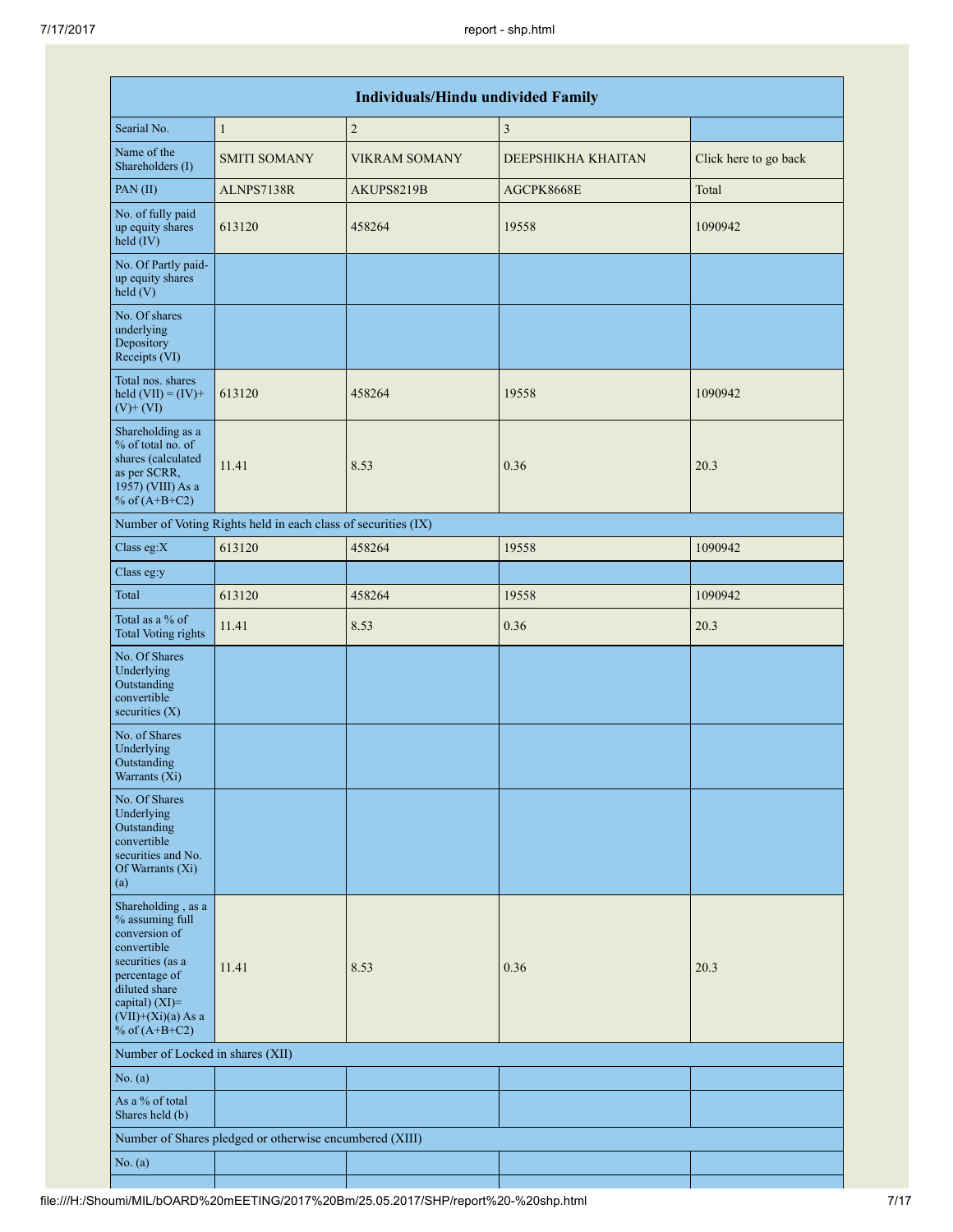| Individuals/Hindu undivided Family | | | | |
|---|---|---|---|---|
| Searial No. | 1 | 2 | 3 | |
| Name of the Shareholders (I) | SMITI SOMANY | VIKRAM SOMANY | DEEPSHIKHA KHAITAN | Click here to go back |
| PAN (II) | ALNPS7138R | AKUPS8219B | AGCPK8668E | Total |
| No. of fully paid up equity shares held (IV) | 613120 | 458264 | 19558 | 1090942 |
| No. Of Partly paid-up equity shares held (V) | | | | |
| No. Of shares underlying Depository Receipts (VI) | | | | |
| Total nos. shares held (VII) = (IV)+(V)+ (VI) | 613120 | 458264 | 19558 | 1090942 |
| Shareholding as a % of total no. of shares (calculated as per SCRR, 1957) (VIII) As a % of (A+B+C2) | 11.41 | 8.53 | 0.36 | 20.3 |
| Number of Voting Rights held in each class of securities (IX) | | | | |
| Class eg:X | 613120 | 458264 | 19558 | 1090942 |
| Class eg:y | | | | |
| Total | 613120 | 458264 | 19558 | 1090942 |
| Total as a % of Total Voting rights | 11.41 | 8.53 | 0.36 | 20.3 |
| No. Of Shares Underlying Outstanding convertible securities (X) | | | | |
| No. of Shares Underlying Outstanding Warrants (Xi) | | | | |
| No. Of Shares Underlying Outstanding convertible securities and No. Of Warrants (Xi) (a) | | | | |
| Shareholding , as a % assuming full conversion of convertible securities (as a percentage of diluted share capital) (XI)= (VII)+(Xi)(a) As a % of (A+B+C2) | 11.41 | 8.53 | 0.36 | 20.3 |
| Number of Locked in shares (XII) | | | | |
| No. (a) | | | | |
| As a % of total Shares held (b) | | | | |
| Number of Shares pledged or otherwise encumbered (XIII) | | | | |
| No. (a) | | | | |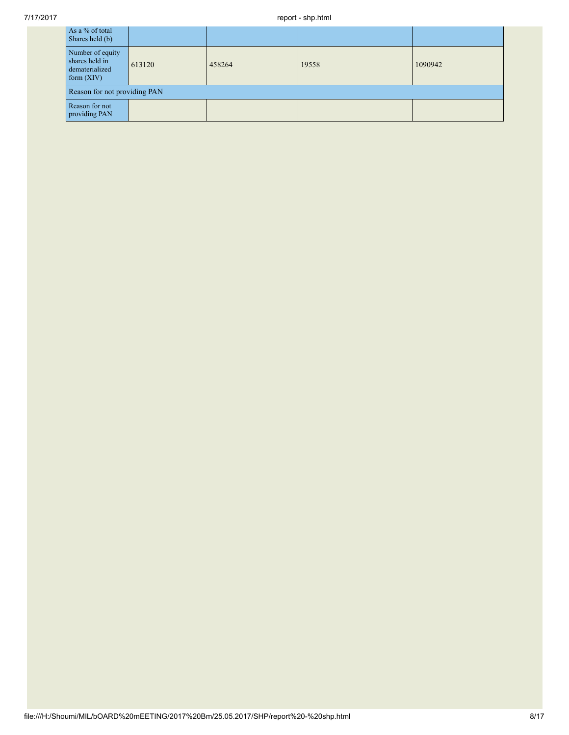| As a % of total Shares held (b) | | | | |
|---|---|---|---|---|
| Number of equity shares held in dematerialized form (XIV) | 613120 | 458264 | 19558 | 1090942 |
| Reason for not providing PAN | | | | |
| Reason for not providing PAN | | | | |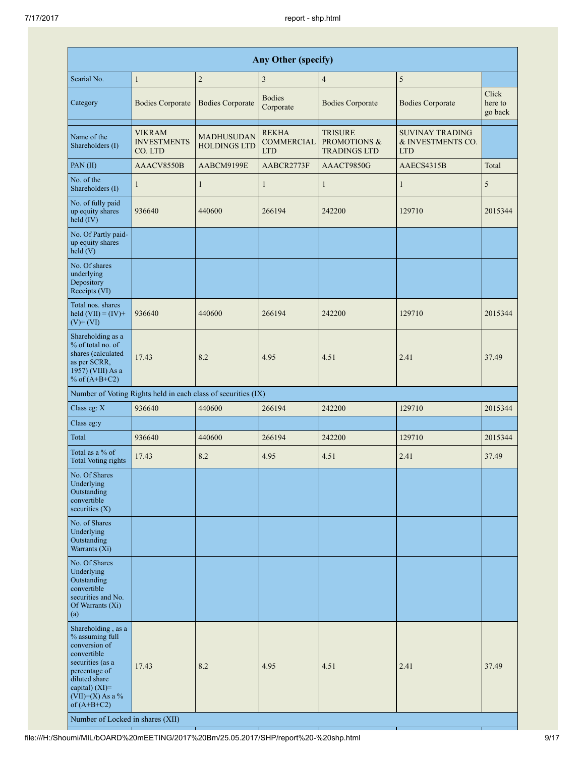| Any Other (specify) | | | | | | |
|---|---|---|---|---|---|---|
| Searial No. | 1 | 2 | 3 | 4 | 5 | |
| Category | Bodies Corporate | Bodies Corporate | Bodies Corporate | Bodies Corporate | Bodies Corporate | Click here to go back |
| Name of the Shareholders (I) | VIKRAM INVESTMENTS CO. LTD | MADHUSUDAN HOLDINGS LTD | REKHA COMMERCIAL LTD | TRISURE PROMOTIONS & TRADINGS LTD | SUVINAY TRADING & INVESTMENTS CO. LTD | |
| PAN (II) | AAACV8550B | AABCM9199E | AABCR2773F | AAACT9850G | AAECS4315B | Total |
| No. of the Shareholders (I) | 1 | 1 | 1 | 1 | 1 | 5 |
| No. of fully paid up equity shares held (IV) | 936640 | 440600 | 266194 | 242200 | 129710 | 2015344 |
| No. Of Partly paid-up equity shares held (V) | | | | | | |
| No. Of shares underlying Depository Receipts (VI) | | | | | | |
| Total nos. shares held (VII) = (IV)+ (V)+ (VI) | 936640 | 440600 | 266194 | 242200 | 129710 | 2015344 |
| Shareholding as a % of total no. of shares (calculated as per SCRR, 1957) (VIII) As a % of (A+B+C2) | 17.43 | 8.2 | 4.95 | 4.51 | 2.41 | 37.49 |
| Number of Voting Rights held in each class of securities (IX) | | | | | | |
| Class eg: X | 936640 | 440600 | 266194 | 242200 | 129710 | 2015344 |
| Class eg:y | | | | | | |
| Total | 936640 | 440600 | 266194 | 242200 | 129710 | 2015344 |
| Total as a % of Total Voting rights | 17.43 | 8.2 | 4.95 | 4.51 | 2.41 | 37.49 |
| No. Of Shares Underlying Outstanding convertible securities (X) | | | | | | |
| No. of Shares Underlying Outstanding Warrants (Xi) | | | | | | |
| No. Of Shares Underlying Outstanding convertible securities and No. Of Warrants (Xi) (a) | | | | | | |
| Shareholding , as a % assuming full conversion of convertible securities (as a percentage of diluted share capital) (XI)= (VII)+(X) As a % of (A+B+C2) | 17.43 | 8.2 | 4.95 | 4.51 | 2.41 | 37.49 |
| Number of Locked in shares (XII) | | | | | | |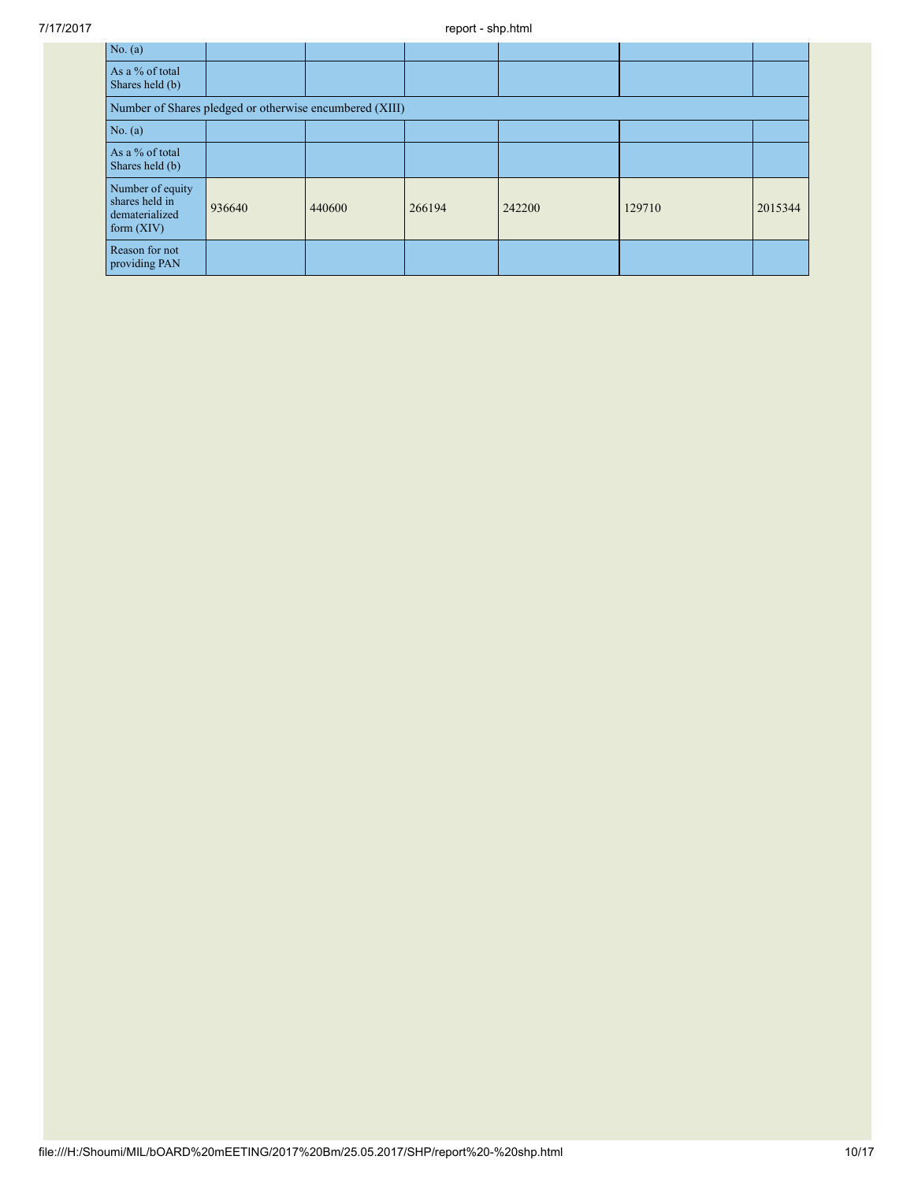| | | | | | | |
|---|---|---|---|---|---|---|
| No. (a) | | | | | | |
| As a % of total Shares held (b) | | | | | | |
| Number of Shares pledged or otherwise encumbered (XIII) | | | | | | |
| No. (a) | | | | | | |
| As a % of total Shares held (b) | | | | | | |
| Number of equity shares held in dematerialized form (XIV) | 936640 | 440600 | 266194 | 242200 | 129710 | 2015344 |
| Reason for not providing PAN | | | | | | |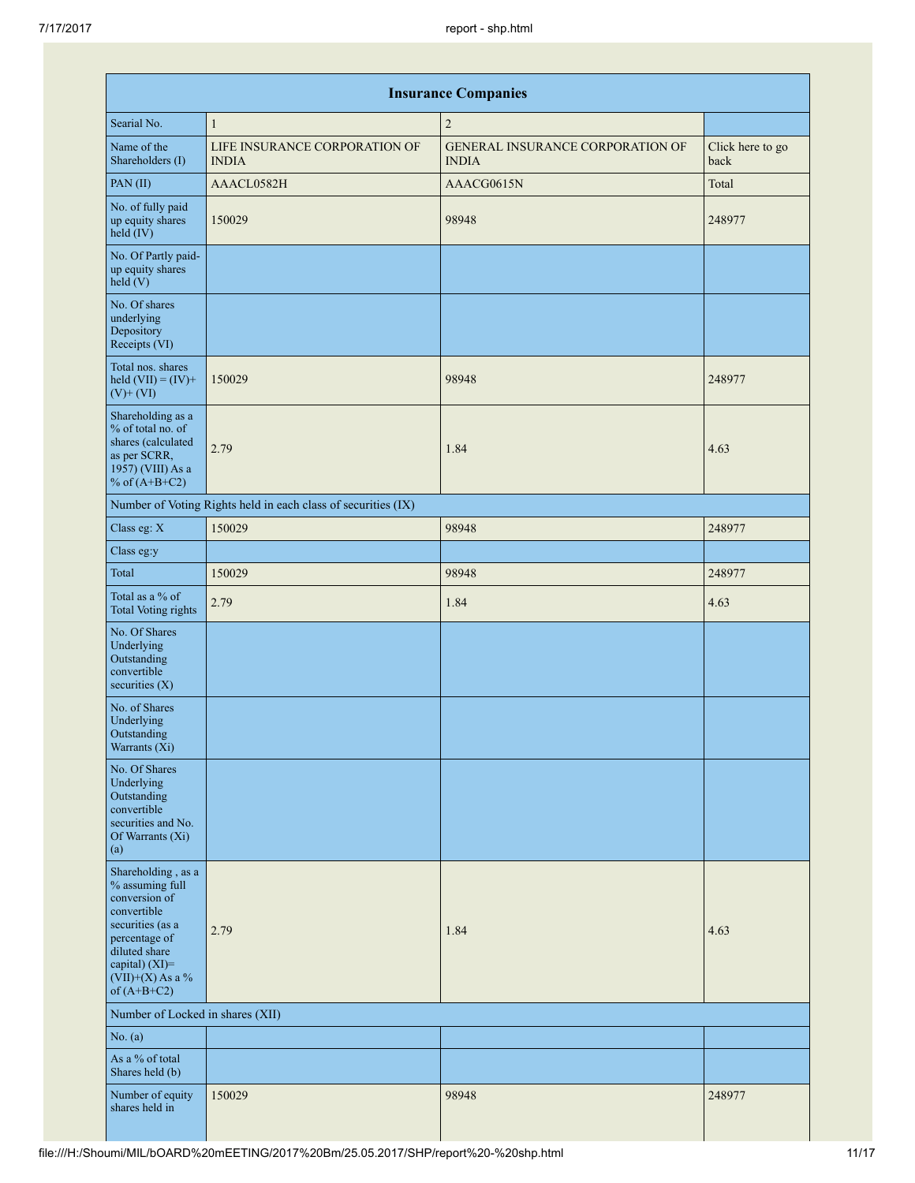| Insurance Companies | | | |
|---|---|---|---|
| Searial No. | 1 | 2 | |
| Name of the Shareholders (I) | LIFE INSURANCE CORPORATION OF INDIA | GENERAL INSURANCE CORPORATION OF INDIA | Click here to go back |
| PAN (II) | AAACL0582H | AAACG0615N | Total |
| No. of fully paid up equity shares held (IV) | 150029 | 98948 | 248977 |
| No. Of Partly paid-up equity shares held (V) | | | |
| No. Of shares underlying Depository Receipts (VI) | | | |
| Total nos. shares held (VII) = (IV)+ (V)+ (VI) | 150029 | 98948 | 248977 |
| Shareholding as a % of total no. of shares (calculated as per SCRR, 1957) (VIII) As a % of (A+B+C2) | 2.79 | 1.84 | 4.63 |
| Number of Voting Rights held in each class of securities (IX) | | | |
| Class eg: X | 150029 | 98948 | 248977 |
| Class eg:y | | | |
| Total | 150029 | 98948 | 248977 |
| Total as a % of Total Voting rights | 2.79 | 1.84 | 4.63 |
| No. Of Shares Underlying Outstanding convertible securities (X) | | | |
| No. of Shares Underlying Outstanding Warrants (Xi) | | | |
| No. Of Shares Underlying Outstanding convertible securities and No. Of Warrants (Xi) (a) | | | |
| Shareholding , as a % assuming full conversion of convertible securities (as a percentage of diluted share capital) (XI)= (VII)+(X) As a % of (A+B+C2) | 2.79 | 1.84 | 4.63 |
| Number of Locked in shares (XII) | | | |
| No. (a) | | | |
| As a % of total Shares held (b) | | | |
| Number of equity shares held in | 150029 | 98948 | 248977 |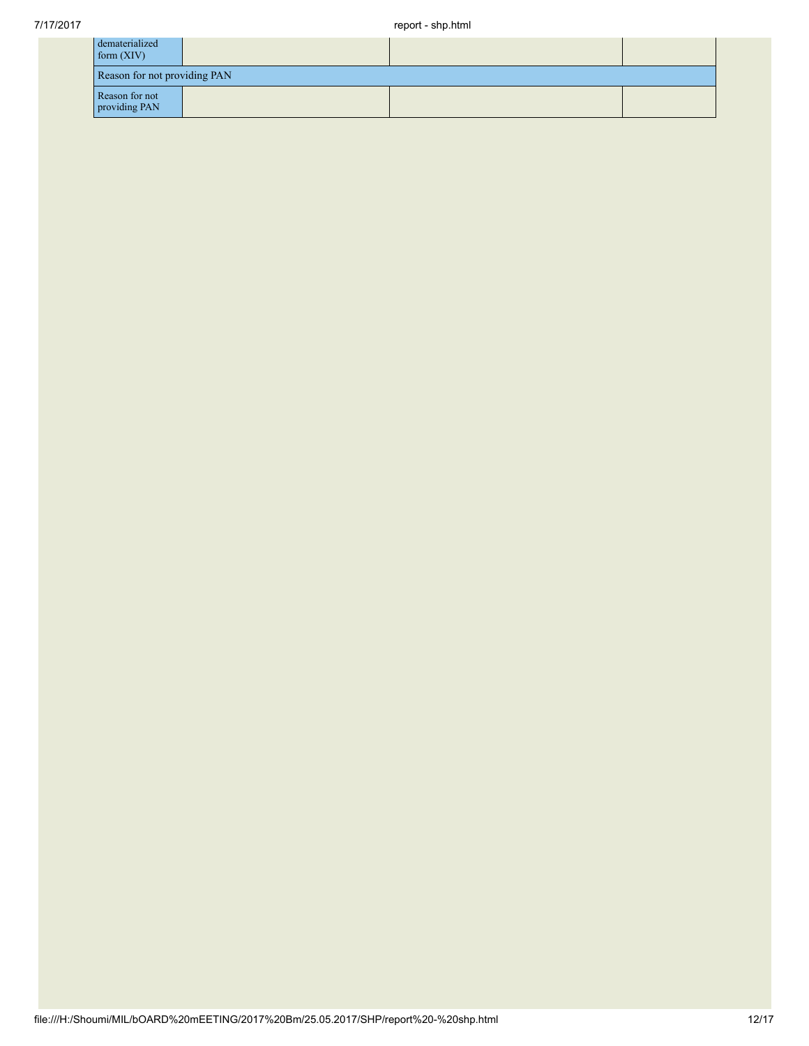| dematerialized form (XIV) | | | |
|---|---|---|---|
| Reason for not providing PAN | | | |
| Reason for not providing PAN | | | |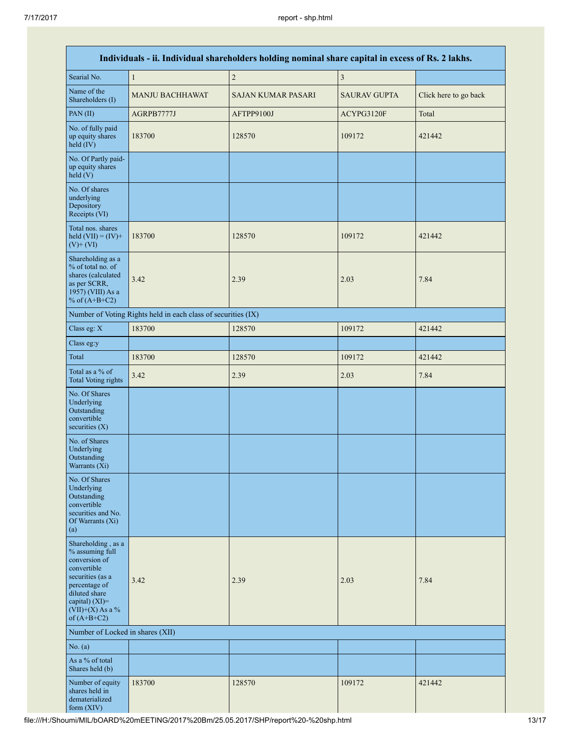| Individuals - ii. Individual shareholders holding nominal share capital in excess of Rs. 2 lakhs. | | | | |
|---|---|---|---|---|
| Searial No. | 1 | 2 | 3 | |
| Name of the Shareholders (I) | MANJU BACHHAWAT | SAJAN KUMAR PASARI | SAURAV GUPTA | Click here to go back |
| PAN (II) | AGRPB7777J | AFTPP9100J | ACYPG3120F | Total |
| No. of fully paid up equity shares held (IV) | 183700 | 128570 | 109172 | 421442 |
| No. Of Partly paid-up equity shares held (V) | | | | |
| No. Of shares underlying Depository Receipts (VI) | | | | |
| Total nos. shares held (VII) = (IV)+ (V)+ (VI) | 183700 | 128570 | 109172 | 421442 |
| Shareholding as a % of total no. of shares (calculated as per SCRR, 1957) (VIII) As a % of (A+B+C2) | 3.42 | 2.39 | 2.03 | 7.84 |
| Number of Voting Rights held in each class of securities (IX) | | | | |
| Class eg: X | 183700 | 128570 | 109172 | 421442 |
| Class eg:y | | | | |
| Total | 183700 | 128570 | 109172 | 421442 |
| Total as a % of Total Voting rights | 3.42 | 2.39 | 2.03 | 7.84 |
| No. Of Shares Underlying Outstanding convertible securities (X) | | | | |
| No. of Shares Underlying Outstanding Warrants (Xi) | | | | |
| No. Of Shares Underlying Outstanding convertible securities and No. Of Warrants (Xi) (a) | | | | |
| Shareholding , as a % assuming full conversion of convertible securities (as a percentage of diluted share capital) (XI)= (VII)+(X) As a % of (A+B+C2) | 3.42 | 2.39 | 2.03 | 7.84 |
| Number of Locked in shares (XII) | | | | |
| No. (a) | | | | |
| As a % of total Shares held (b) | | | | |
| Number of equity shares held in dematerialized form (XIV) | 183700 | 128570 | 109172 | 421442 |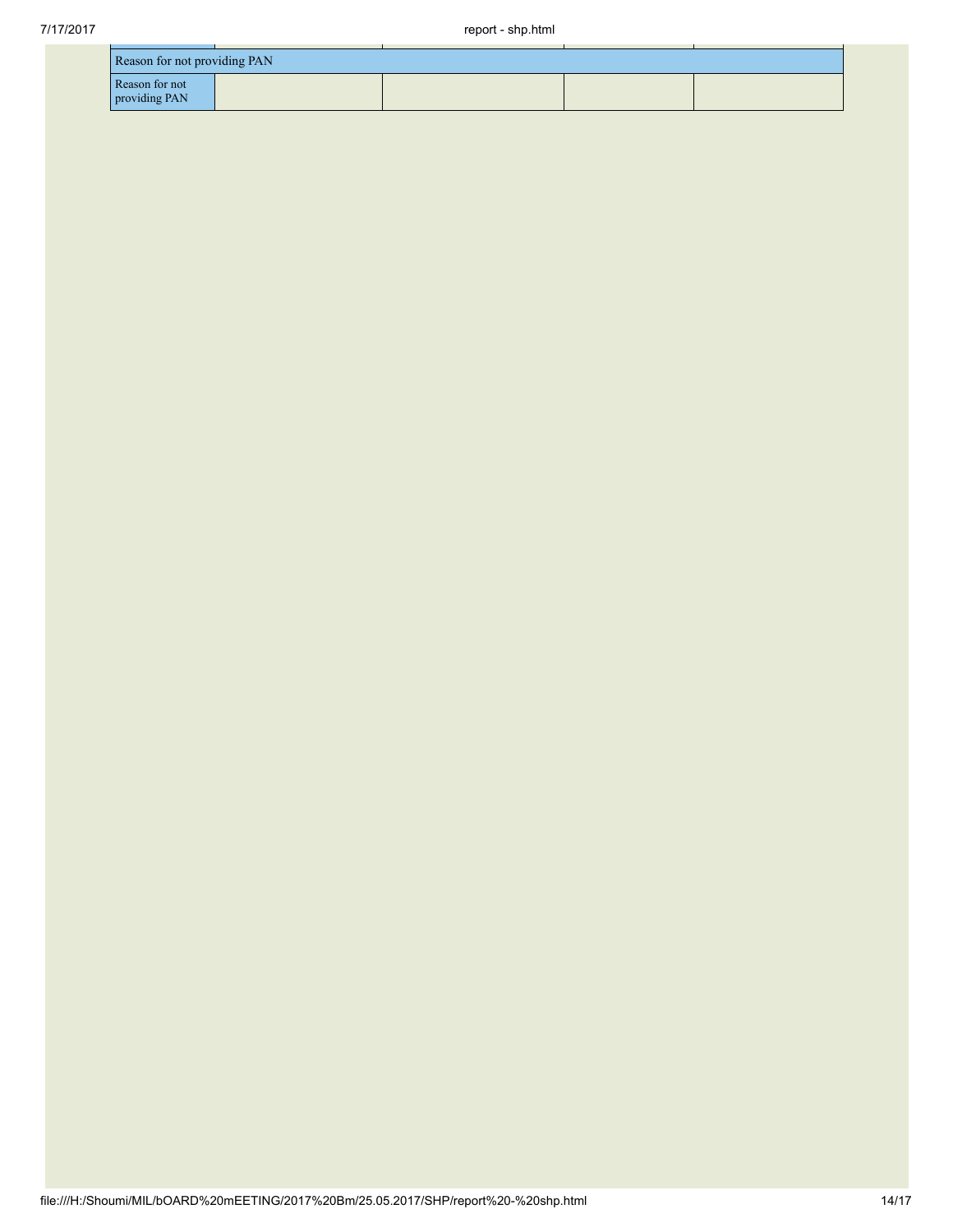| Reason for not providing PAN | | | | |
|---|---|---|---|---|
| Reason for not providing PAN | | | | |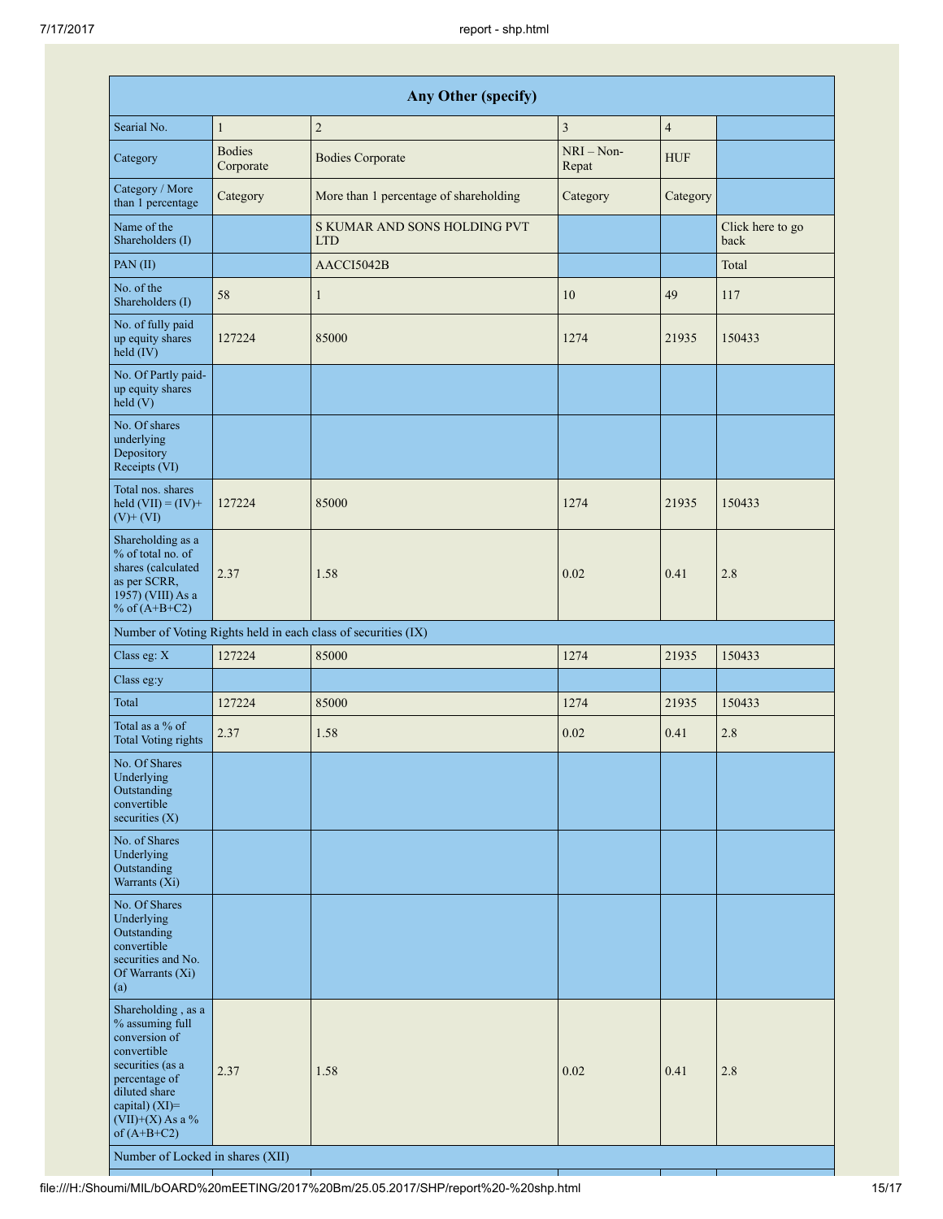| Any Other (specify) | | | | | |
|---|---|---|---|---|---|
| Searial No. | 1 | 2 | 3 | 4 | |
| Category | Bodies Corporate | Bodies Corporate | NRI – Non-Repat | HUF | |
| Category / More than 1 percentage | Category | More than 1 percentage of shareholding | Category | Category | |
| Name of the Shareholders (I) | | S KUMAR AND SONS HOLDING PVT LTD | | | Click here to go back |
| PAN (II) | | AACCI5042B | | | Total |
| No. of the Shareholders (I) | 58 | 1 | 10 | 49 | 117 |
| No. of fully paid up equity shares held (IV) | 127224 | 85000 | 1274 | 21935 | 150433 |
| No. Of Partly paid-up equity shares held (V) | | | | | |
| No. Of shares underlying Depository Receipts (VI) | | | | | |
| Total nos. shares held (VII) = (IV)+ (V)+ (VI) | 127224 | 85000 | 1274 | 21935 | 150433 |
| Shareholding as a % of total no. of shares (calculated as per SCRR, 1957) (VIII) As a % of (A+B+C2) | 2.37 | 1.58 | 0.02 | 0.41 | 2.8 |
| Number of Voting Rights held in each class of securities (IX) | | | | | |
| Class eg: X | 127224 | 85000 | 1274 | 21935 | 150433 |
| Class eg:y | | | | | |
| Total | 127224 | 85000 | 1274 | 21935 | 150433 |
| Total as a % of Total Voting rights | 2.37 | 1.58 | 0.02 | 0.41 | 2.8 |
| No. Of Shares Underlying Outstanding convertible securities (X) | | | | | |
| No. of Shares Underlying Outstanding Warrants (Xi) | | | | | |
| No. Of Shares Underlying Outstanding convertible securities and No. Of Warrants (Xi) (a) | | | | | |
| Shareholding , as a % assuming full conversion of convertible securities (as a percentage of diluted share capital) (XI)= (VII)+(X) As a % of (A+B+C2) | 2.37 | 1.58 | 0.02 | 0.41 | 2.8 |
| Number of Locked in shares (XII) | | | | | |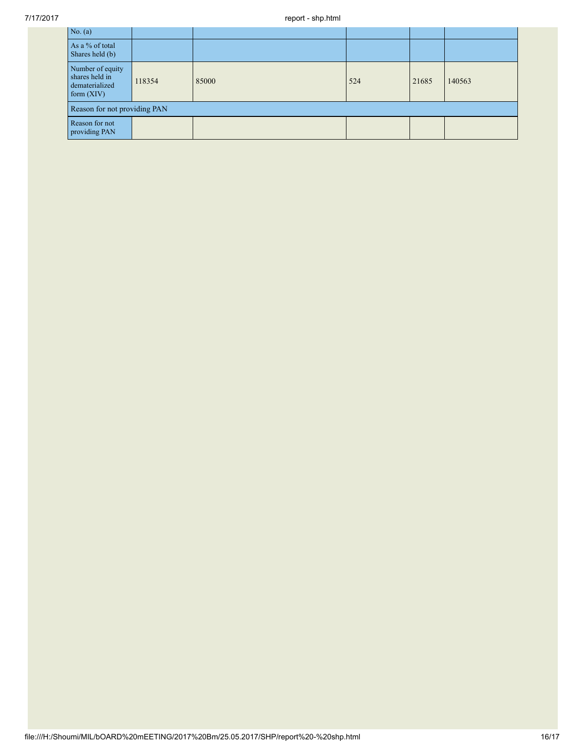| | | | | | |
|---|---|---|---|---|---|
| No. (a) | | | | | |
| As a % of total Shares held (b) | | | | | |
| Number of equity shares held in dematerialized form (XIV) | 118354 | 85000 | 524 | 21685 | 140563 |
| Reason for not providing PAN | | | | | |
| Reason for not providing PAN | | | | | |